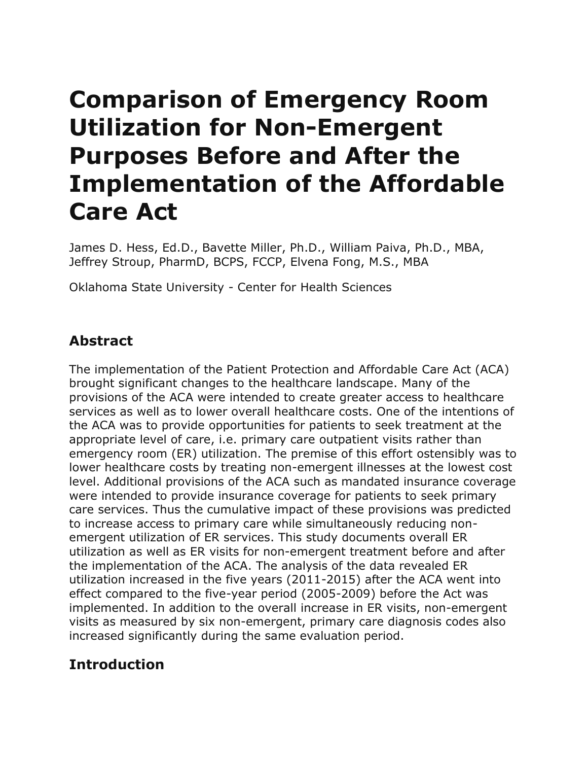# Comparison of Emergency Room Utilization for Non-Emergent Purposes Before and After the Implementation of the Affordable Care Act

James D. Hess, Ed.D., Bavette Miller, Ph.D., William Paiva, Ph.D., MBA, Jeffrey Stroup, PharmD, BCPS, FCCP, Elvena Fong, M.S., MBA

Oklahoma State University - Center for Health Sciences

## Abstract

The implementation of the Patient Protection and Affordable Care Act (ACA) brought significant changes to the healthcare landscape. Many of the provisions of the ACA were intended to create greater access to healthcare services as well as to lower overall healthcare costs. One of the intentions of the ACA was to provide opportunities for patients to seek treatment at the appropriate level of care, i.e. primary care outpatient visits rather than emergency room (ER) utilization. The premise of this effort ostensibly was to lower healthcare costs by treating non-emergent illnesses at the lowest cost level. Additional provisions of the ACA such as mandated insurance coverage were intended to provide insurance coverage for patients to seek primary care services. Thus the cumulative impact of these provisions was predicted to increase access to primary care while simultaneously reducing non-emergent utilization of ER services. This study documents overall ER utilization as well as ER visits for non-emergent treatment before and after the implementation of the ACA. The analysis of the data revealed ER utilization increased in the five years (2011-2015) after the ACA went into effect compared to the five-year period (2005-2009) before the Act was implemented. In addition to the overall increase in ER visits, non-emergent visits as measured by six non-emergent, primary care diagnosis codes also increased significantly during the same evaluation period.

## Introduction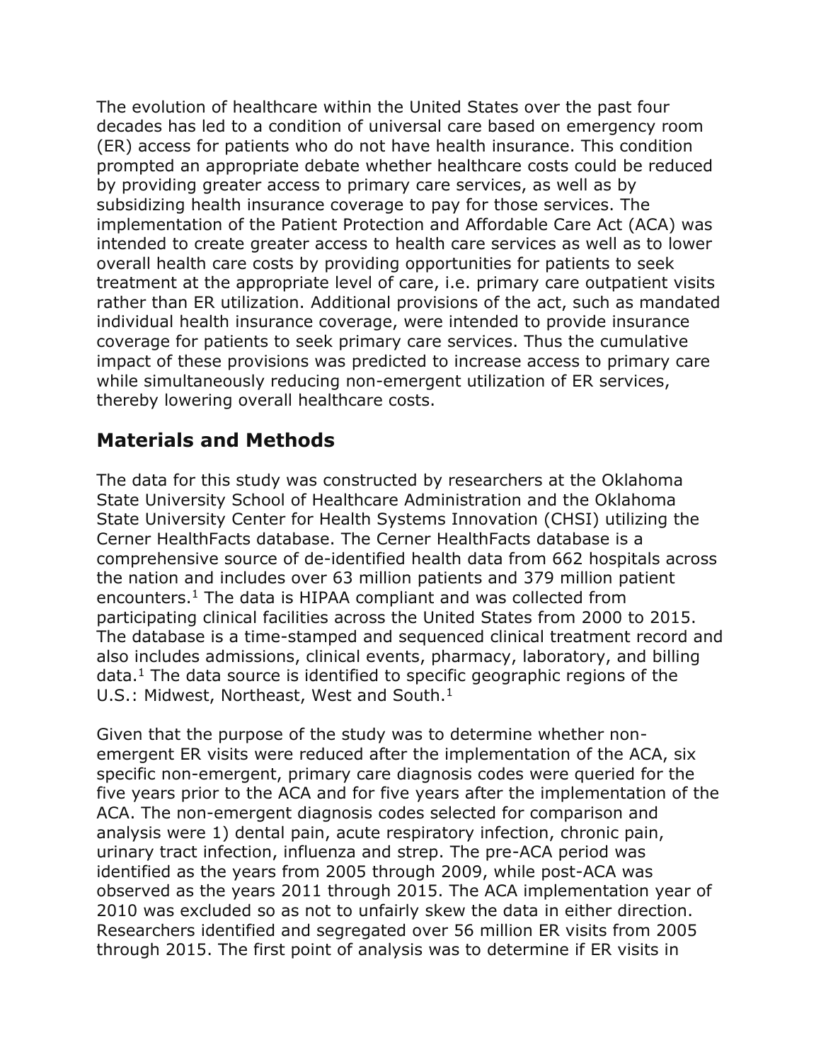The evolution of healthcare within the United States over the past four decades has led to a condition of universal care based on emergency room (ER) access for patients who do not have health insurance. This condition prompted an appropriate debate whether healthcare costs could be reduced by providing greater access to primary care services, as well as by subsidizing health insurance coverage to pay for those services. The implementation of the Patient Protection and Affordable Care Act (ACA) was intended to create greater access to health care services as well as to lower overall health care costs by providing opportunities for patients to seek treatment at the appropriate level of care, i.e. primary care outpatient visits rather than ER utilization. Additional provisions of the act, such as mandated individual health insurance coverage, were intended to provide insurance coverage for patients to seek primary care services. Thus the cumulative impact of these provisions was predicted to increase access to primary care while simultaneously reducing non-emergent utilization of ER services, thereby lowering overall healthcare costs.

## Materials and Methods

The data for this study was constructed by researchers at the Oklahoma State University School of Healthcare Administration and the Oklahoma State University Center for Health Systems Innovation (CHSI) utilizing the Cerner HealthFacts database. The Cerner HealthFacts database is a comprehensive source of de-identified health data from 662 hospitals across the nation and includes over 63 million patients and 379 million patient encounters.[1] The data is HIPAA compliant and was collected from participating clinical facilities across the United States from 2000 to 2015. The database is a time-stamped and sequenced clinical treatment record and also includes admissions, clinical events, pharmacy, laboratory, and billing data.[1] The data source is identified to specific geographic regions of the U.S.: Midwest, Northeast, West and South.[1]

Given that the purpose of the study was to determine whether non-emergent ER visits were reduced after the implementation of the ACA, six specific non-emergent, primary care diagnosis codes were queried for the five years prior to the ACA and for five years after the implementation of the ACA. The non-emergent diagnosis codes selected for comparison and analysis were 1) dental pain, acute respiratory infection, chronic pain, urinary tract infection, influenza and strep. The pre-ACA period was identified as the years from 2005 through 2009, while post-ACA was observed as the years 2011 through 2015. The ACA implementation year of 2010 was excluded so as not to unfairly skew the data in either direction. Researchers identified and segregated over 56 million ER visits from 2005 through 2015. The first point of analysis was to determine if ER visits in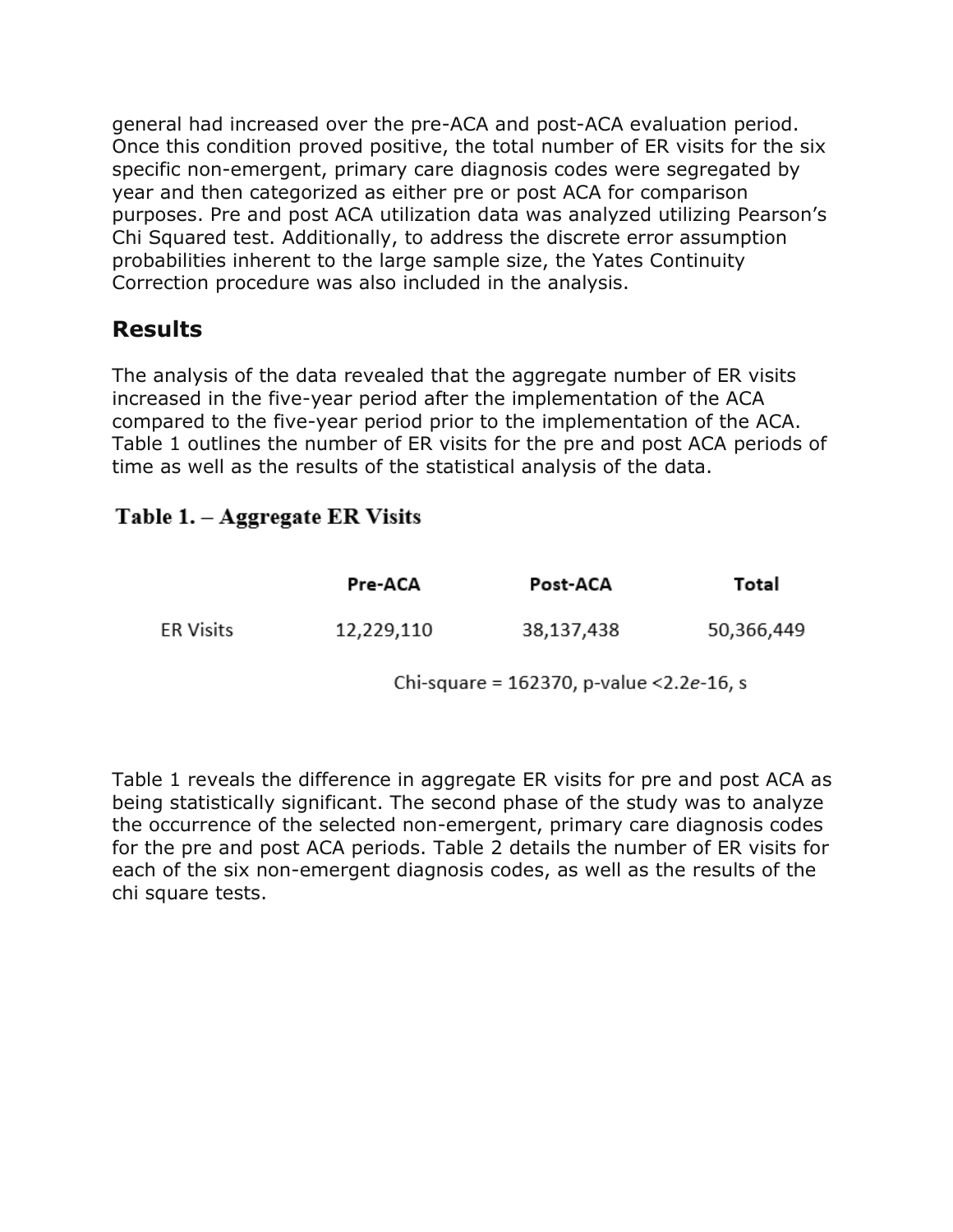general had increased over the pre-ACA and post-ACA evaluation period. Once this condition proved positive, the total number of ER visits for the six specific non-emergent, primary care diagnosis codes were segregated by year and then categorized as either pre or post ACA for comparison purposes. Pre and post ACA utilization data was analyzed utilizing Pearson's Chi Squared test. Additionally, to address the discrete error assumption probabilities inherent to the large sample size, the Yates Continuity Correction procedure was also included in the analysis.

## Results

The analysis of the data revealed that the aggregate number of ER visits increased in the five-year period after the implementation of the ACA compared to the five-year period prior to the implementation of the ACA. Table 1 outlines the number of ER visits for the pre and post ACA periods of time as well as the results of the statistical analysis of the data.

**Table 1. – Aggregate ER Visits**

| | Pre-ACA | Post-ACA | Total |
|---|---|---|---|
| ER Visits | 12,229,110 | 38,137,438 | 50,366,449 |

Chi-square = 162370, p-value <2.2*e*-16, s

Table 1 reveals the difference in aggregate ER visits for pre and post ACA as being statistically significant. The second phase of the study was to analyze the occurrence of the selected non-emergent, primary care diagnosis codes for the pre and post ACA periods. Table 2 details the number of ER visits for each of the six non-emergent diagnosis codes, as well as the results of the chi square tests.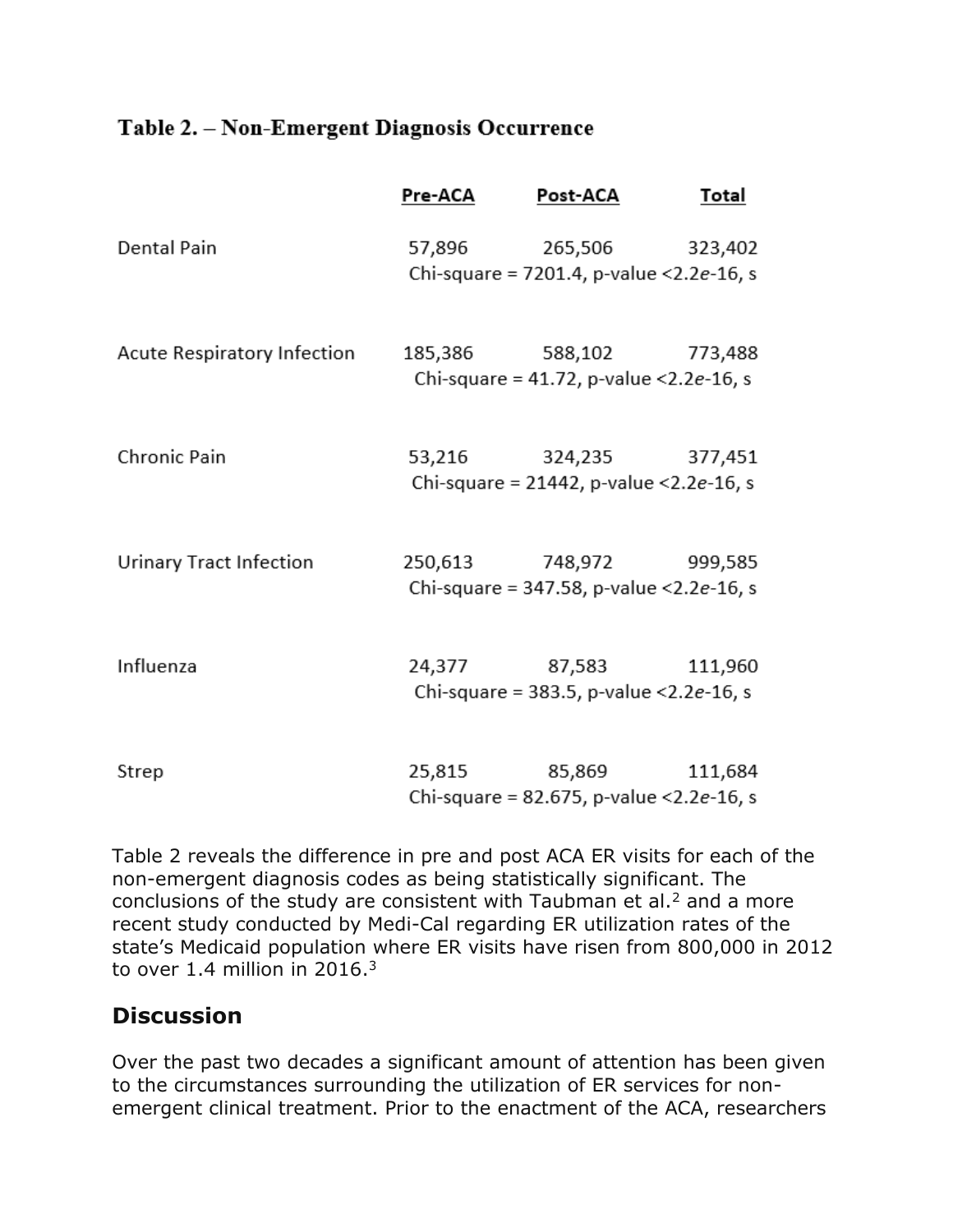**Table 2. – Non-Emergent Diagnosis Occurrence**

| | Pre-ACA | Post-ACA | Total |
|---|---|---|---|
| Dental Pain | 57,896 | 265,506 | 323,402 |
| | Chi-square = 7201.4, p-value <2.2*e*-16, s | | |
| Acute Respiratory Infection | 185,386 | 588,102 | 773,488 |
| | Chi-square = 41.72, p-value <2.2*e*-16, s | | |
| Chronic Pain | 53,216 | 324,235 | 377,451 |
| | Chi-square = 21442, p-value <2.2*e*-16, s | | |
| Urinary Tract Infection | 250,613 | 748,972 | 999,585 |
| | Chi-square = 347.58, p-value <2.2*e*-16, s | | |
| Influenza | 24,377 | 87,583 | 111,960 |
| | Chi-square = 383.5, p-value <2.2*e*-16, s | | |
| Strep | 25,815 | 85,869 | 111,684 |
| | Chi-square = 82.675, p-value <2.2*e*-16, s | | |

Table 2 reveals the difference in pre and post ACA ER visits for each of the non-emergent diagnosis codes as being statistically significant. The conclusions of the study are consistent with Taubman et al.[2] and a more recent study conducted by Medi-Cal regarding ER utilization rates of the state's Medicaid population where ER visits have risen from 800,000 in 2012 to over 1.4 million in 2016.[3]

## Discussion

Over the past two decades a significant amount of attention has been given to the circumstances surrounding the utilization of ER services for non-emergent clinical treatment. Prior to the enactment of the ACA, researchers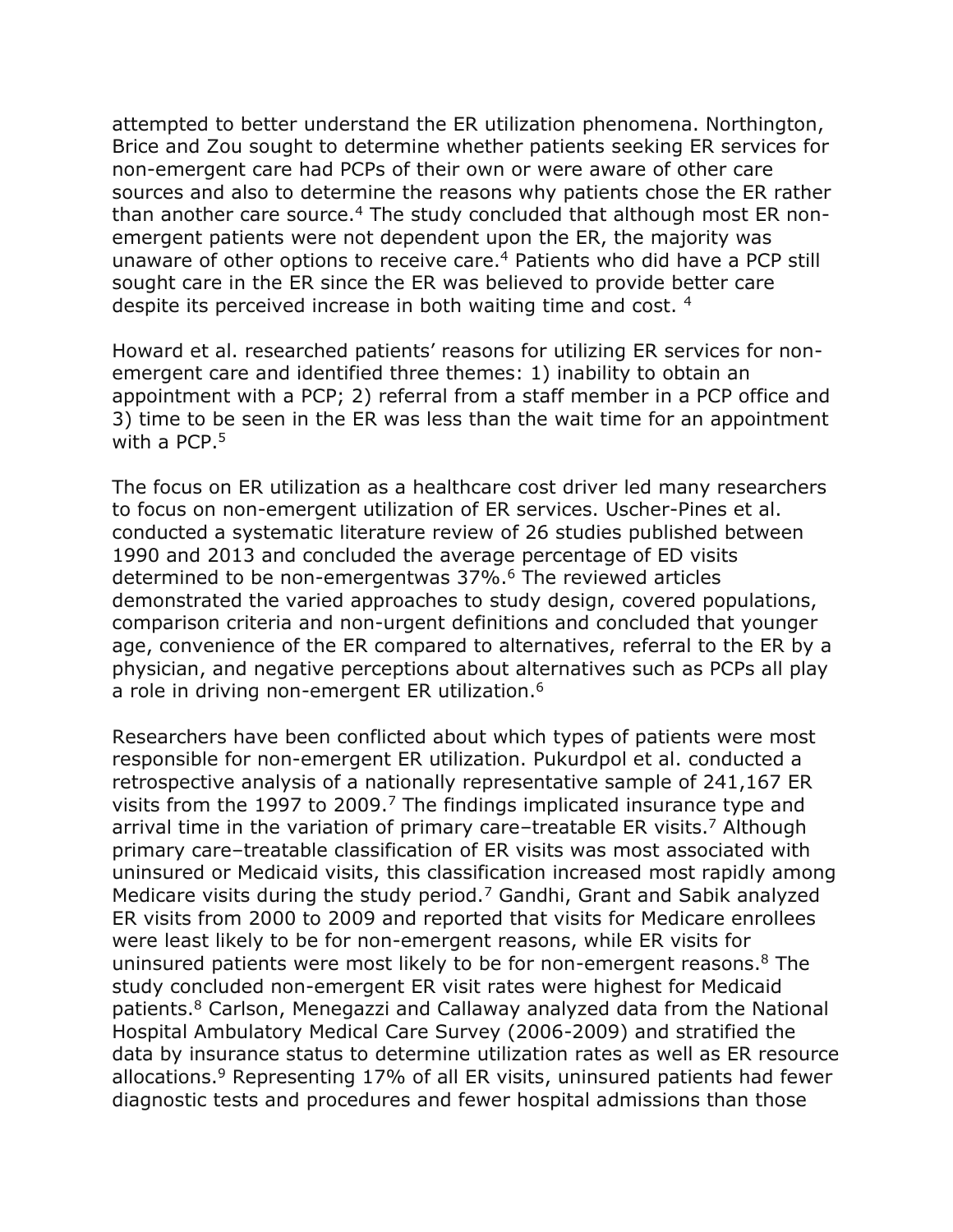attempted to better understand the ER utilization phenomena. Northington, Brice and Zou sought to determine whether patients seeking ER services for non-emergent care had PCPs of their own or were aware of other care sources and also to determine the reasons why patients chose the ER rather than another care source.[4] The study concluded that although most ER non-emergent patients were not dependent upon the ER, the majority was unaware of other options to receive care.[4] Patients who did have a PCP still sought care in the ER since the ER was believed to provide better care despite its perceived increase in both waiting time and cost. [4]

Howard et al. researched patients' reasons for utilizing ER services for non-emergent care and identified three themes: 1) inability to obtain an appointment with a PCP; 2) referral from a staff member in a PCP office and 3) time to be seen in the ER was less than the wait time for an appointment with a PCP.[5]

The focus on ER utilization as a healthcare cost driver led many researchers to focus on non-emergent utilization of ER services. Uscher-Pines et al. conducted a systematic literature review of 26 studies published between 1990 and 2013 and concluded the average percentage of ED visits determined to be non-emergentwas 37%.[6] The reviewed articles demonstrated the varied approaches to study design, covered populations, comparison criteria and non-urgent definitions and concluded that younger age, convenience of the ER compared to alternatives, referral to the ER by a physician, and negative perceptions about alternatives such as PCPs all play a role in driving non-emergent ER utilization.[6]

Researchers have been conflicted about which types of patients were most responsible for non-emergent ER utilization. Pukurdpol et al. conducted a retrospective analysis of a nationally representative sample of 241,167 ER visits from the 1997 to 2009.[7] The findings implicated insurance type and arrival time in the variation of primary care–treatable ER visits.[7] Although primary care–treatable classification of ER visits was most associated with uninsured or Medicaid visits, this classification increased most rapidly among Medicare visits during the study period.[7] Gandhi, Grant and Sabik analyzed ER visits from 2000 to 2009 and reported that visits for Medicare enrollees were least likely to be for non-emergent reasons, while ER visits for uninsured patients were most likely to be for non-emergent reasons.[8] The study concluded non-emergent ER visit rates were highest for Medicaid patients.[8] Carlson, Menegazzi and Callaway analyzed data from the National Hospital Ambulatory Medical Care Survey (2006-2009) and stratified the data by insurance status to determine utilization rates as well as ER resource allocations.[9] Representing 17% of all ER visits, uninsured patients had fewer diagnostic tests and procedures and fewer hospital admissions than those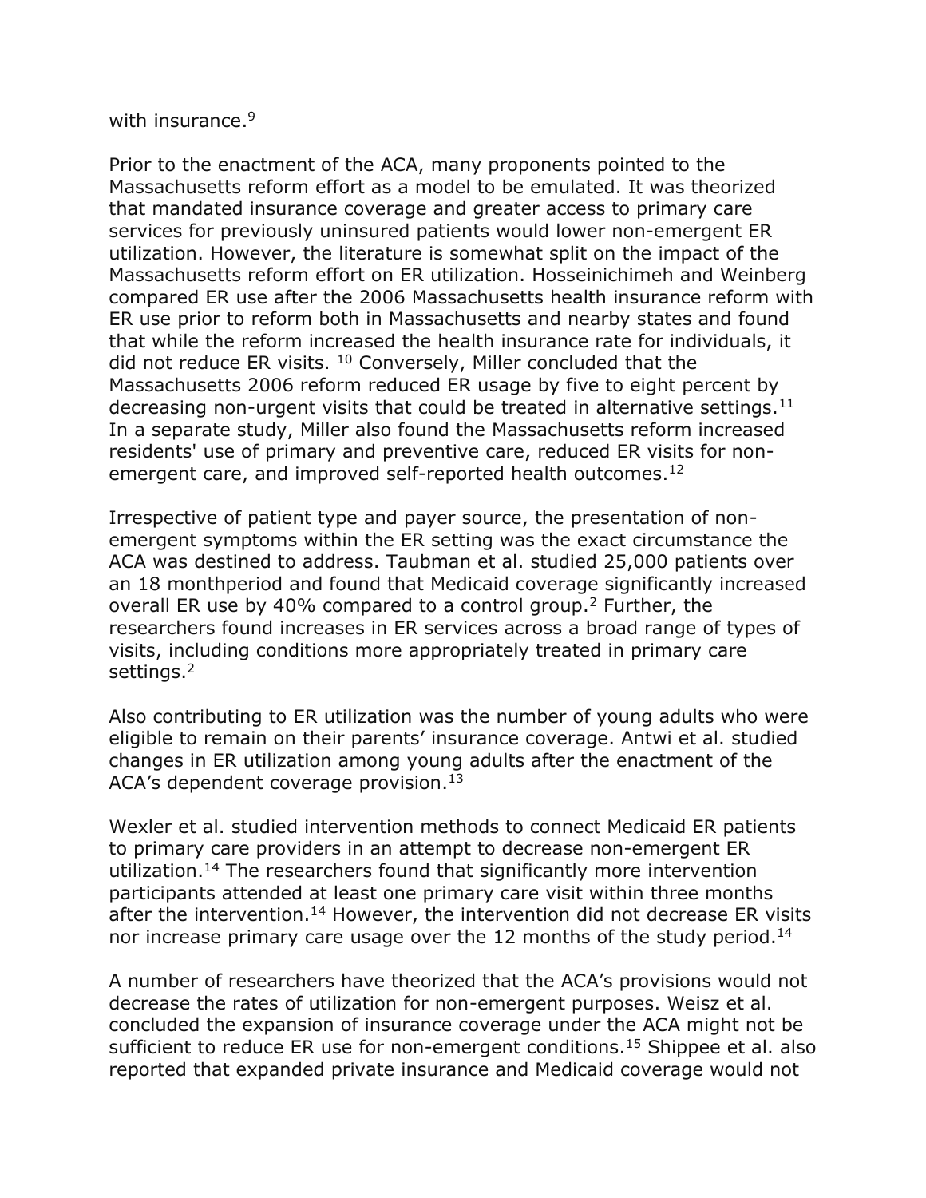with insurance.[9]

Prior to the enactment of the ACA, many proponents pointed to the Massachusetts reform effort as a model to be emulated. It was theorized that mandated insurance coverage and greater access to primary care services for previously uninsured patients would lower non-emergent ER utilization. However, the literature is somewhat split on the impact of the Massachusetts reform effort on ER utilization. Hosseinichimeh and Weinberg compared ER use after the 2006 Massachusetts health insurance reform with ER use prior to reform both in Massachusetts and nearby states and found that while the reform increased the health insurance rate for individuals, it did not reduce ER visits. [10] Conversely, Miller concluded that the Massachusetts 2006 reform reduced ER usage by five to eight percent by decreasing non-urgent visits that could be treated in alternative settings.[11] In a separate study, Miller also found the Massachusetts reform increased residents' use of primary and preventive care, reduced ER visits for non-emergent care, and improved self-reported health outcomes.[12]

Irrespective of patient type and payer source, the presentation of non-emergent symptoms within the ER setting was the exact circumstance the ACA was destined to address. Taubman et al. studied 25,000 patients over an 18 monthperiod and found that Medicaid coverage significantly increased overall ER use by 40% compared to a control group.[2] Further, the researchers found increases in ER services across a broad range of types of visits, including conditions more appropriately treated in primary care settings.[2]

Also contributing to ER utilization was the number of young adults who were eligible to remain on their parents' insurance coverage. Antwi et al. studied changes in ER utilization among young adults after the enactment of the ACA's dependent coverage provision.[13]

Wexler et al. studied intervention methods to connect Medicaid ER patients to primary care providers in an attempt to decrease non-emergent ER utilization.[14] The researchers found that significantly more intervention participants attended at least one primary care visit within three months after the intervention.[14] However, the intervention did not decrease ER visits nor increase primary care usage over the 12 months of the study period.[14]

A number of researchers have theorized that the ACA's provisions would not decrease the rates of utilization for non-emergent purposes. Weisz et al. concluded the expansion of insurance coverage under the ACA might not be sufficient to reduce ER use for non-emergent conditions.[15] Shippee et al. also reported that expanded private insurance and Medicaid coverage would not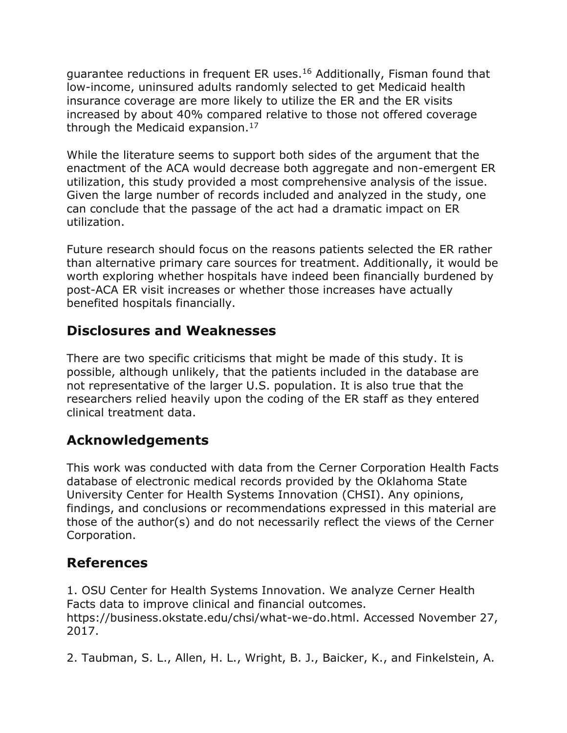guarantee reductions in frequent ER uses.[16] Additionally, Fisman found that low-income, uninsured adults randomly selected to get Medicaid health insurance coverage are more likely to utilize the ER and the ER visits increased by about 40% compared relative to those not offered coverage through the Medicaid expansion.[17]

While the literature seems to support both sides of the argument that the enactment of the ACA would decrease both aggregate and non-emergent ER utilization, this study provided a most comprehensive analysis of the issue. Given the large number of records included and analyzed in the study, one can conclude that the passage of the act had a dramatic impact on ER utilization.

Future research should focus on the reasons patients selected the ER rather than alternative primary care sources for treatment. Additionally, it would be worth exploring whether hospitals have indeed been financially burdened by post-ACA ER visit increases or whether those increases have actually benefited hospitals financially.

## Disclosures and Weaknesses

There are two specific criticisms that might be made of this study. It is possible, although unlikely, that the patients included in the database are not representative of the larger U.S. population. It is also true that the researchers relied heavily upon the coding of the ER staff as they entered clinical treatment data.

## Acknowledgements

This work was conducted with data from the Cerner Corporation Health Facts database of electronic medical records provided by the Oklahoma State University Center for Health Systems Innovation (CHSI). Any opinions, findings, and conclusions or recommendations expressed in this material are those of the author(s) and do not necessarily reflect the views of the Cerner Corporation.

## References

1. OSU Center for Health Systems Innovation. We analyze Cerner Health Facts data to improve clinical and financial outcomes. https://business.okstate.edu/chsi/what-we-do.html. Accessed November 27, 2017.

2. Taubman, S. L., Allen, H. L., Wright, B. J., Baicker, K., and Finkelstein, A.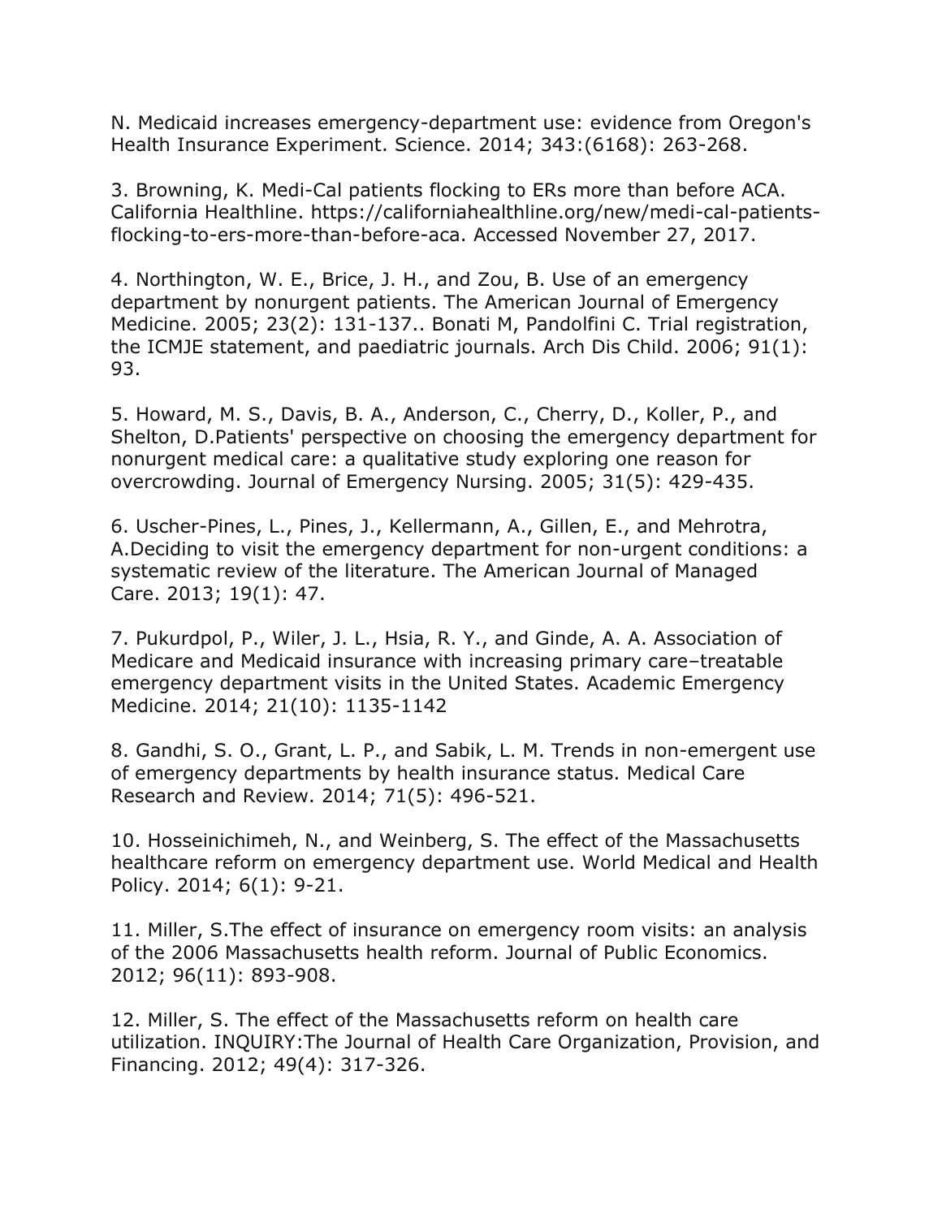N. Medicaid increases emergency-department use: evidence from Oregon's Health Insurance Experiment. Science. 2014; 343:(6168): 263-268.

3. Browning, K. Medi-Cal patients flocking to ERs more than before ACA. California Healthline. https://californiahealthline.org/new/medi-cal-patients-flocking-to-ers-more-than-before-aca. Accessed November 27, 2017.

4. Northington, W. E., Brice, J. H., and Zou, B. Use of an emergency department by nonurgent patients. The American Journal of Emergency Medicine. 2005; 23(2): 131-137.. Bonati M, Pandolfini C. Trial registration, the ICMJE statement, and paediatric journals. Arch Dis Child. 2006; 91(1): 93.

5. Howard, M. S., Davis, B. A., Anderson, C., Cherry, D., Koller, P., and Shelton, D.Patients' perspective on choosing the emergency department for nonurgent medical care: a qualitative study exploring one reason for overcrowding. Journal of Emergency Nursing. 2005; 31(5): 429-435.

6. Uscher-Pines, L., Pines, J., Kellermann, A., Gillen, E., and Mehrotra, A.Deciding to visit the emergency department for non-urgent conditions: a systematic review of the literature. The American Journal of Managed Care. 2013; 19(1): 47.

7. Pukurdpol, P., Wiler, J. L., Hsia, R. Y., and Ginde, A. A. Association of Medicare and Medicaid insurance with increasing primary care–treatable emergency department visits in the United States. Academic Emergency Medicine. 2014; 21(10): 1135-1142

8. Gandhi, S. O., Grant, L. P., and Sabik, L. M. Trends in non-emergent use of emergency departments by health insurance status. Medical Care Research and Review. 2014; 71(5): 496-521.

10. Hosseinichimeh, N., and Weinberg, S. The effect of the Massachusetts healthcare reform on emergency department use. World Medical and Health Policy. 2014; 6(1): 9-21.

11. Miller, S.The effect of insurance on emergency room visits: an analysis of the 2006 Massachusetts health reform. Journal of Public Economics. 2012; 96(11): 893-908.

12. Miller, S. The effect of the Massachusetts reform on health care utilization. INQUIRY:The Journal of Health Care Organization, Provision, and Financing. 2012; 49(4): 317-326.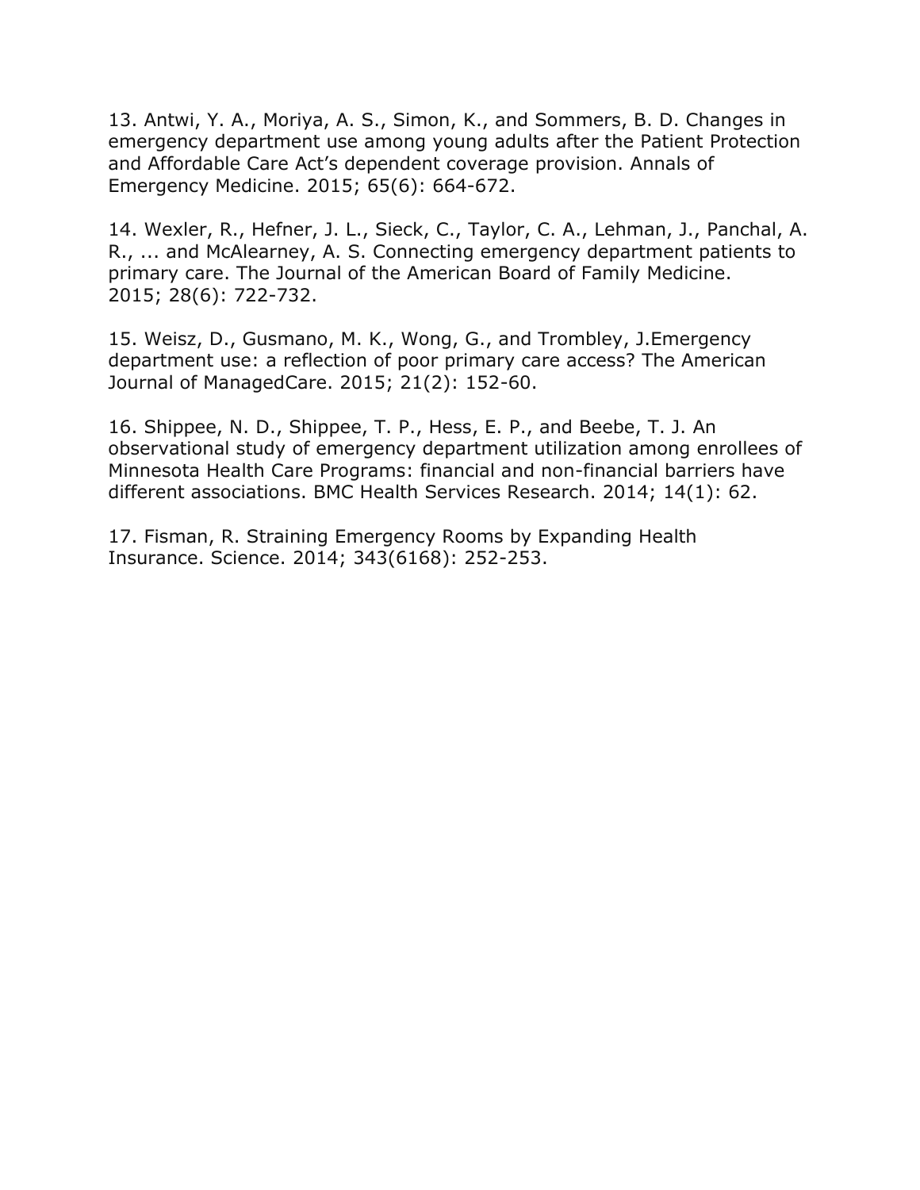13. Antwi, Y. A., Moriya, A. S., Simon, K., and Sommers, B. D. Changes in emergency department use among young adults after the Patient Protection and Affordable Care Act's dependent coverage provision. Annals of Emergency Medicine. 2015; 65(6): 664-672.

14. Wexler, R., Hefner, J. L., Sieck, C., Taylor, C. A., Lehman, J., Panchal, A. R., ... and McAlearney, A. S. Connecting emergency department patients to primary care. The Journal of the American Board of Family Medicine. 2015; 28(6): 722-732.

15. Weisz, D., Gusmano, M. K., Wong, G., and Trombley, J.Emergency department use: a reflection of poor primary care access? The American Journal of ManagedCare. 2015; 21(2): 152-60.

16. Shippee, N. D., Shippee, T. P., Hess, E. P., and Beebe, T. J. An observational study of emergency department utilization among enrollees of Minnesota Health Care Programs: financial and non-financial barriers have different associations. BMC Health Services Research. 2014; 14(1): 62.

17. Fisman, R. Straining Emergency Rooms by Expanding Health Insurance. Science. 2014; 343(6168): 252-253.